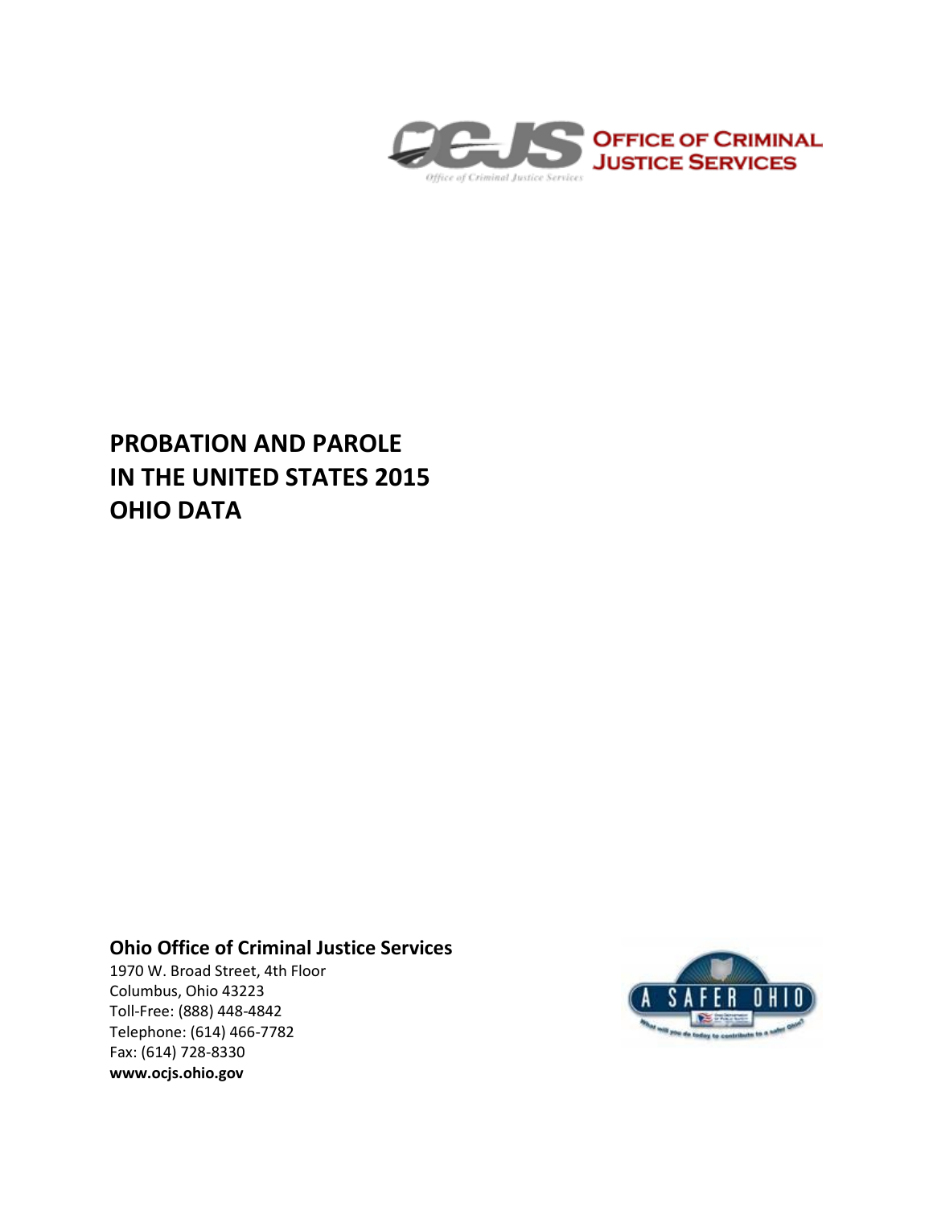OFFICE OF CRIMINAL JUSTICE SERVICES

# PROBATION AND PAROLE IN THE UNITED STATES 2015 OHIO DATA

**Ohio Office of Criminal Justice Services**
1970 W. Broad Street, 4th Floor
Columbus, Ohio 43223
Toll-Free: (888) 448-4842
Telephone: (614) 466-7782
Fax: (614) 728-8330
**www.ocjs.ohio.gov**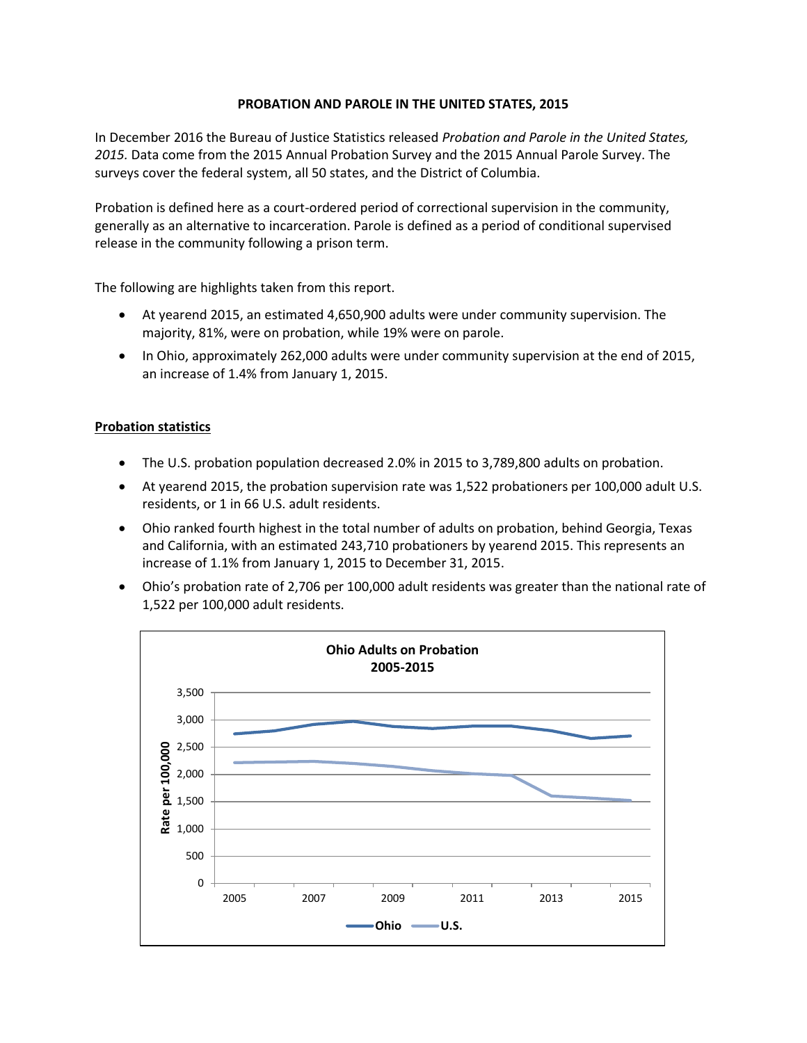**PROBATION AND PAROLE IN THE UNITED STATES, 2015**

In December 2016 the Bureau of Justice Statistics released *Probation and Parole in the United States, 2015.* Data come from the 2015 Annual Probation Survey and the 2015 Annual Parole Survey. The surveys cover the federal system, all 50 states, and the District of Columbia.

Probation is defined here as a court-ordered period of correctional supervision in the community, generally as an alternative to incarceration. Parole is defined as a period of conditional supervised release in the community following a prison term.

The following are highlights taken from this report.

- At yearend 2015, an estimated 4,650,900 adults were under community supervision. The majority, 81%, were on probation, while 19% were on parole.
- In Ohio, approximately 262,000 adults were under community supervision at the end of 2015, an increase of 1.4% from January 1, 2015.

**Probation statistics**

- The U.S. probation population decreased 2.0% in 2015 to 3,789,800 adults on probation.
- At yearend 2015, the probation supervision rate was 1,522 probationers per 100,000 adult U.S. residents, or 1 in 66 U.S. adult residents.
- Ohio ranked fourth highest in the total number of adults on probation, behind Georgia, Texas and California, with an estimated 243,710 probationers by yearend 2015. This represents an increase of 1.1% from January 1, 2015 to December 31, 2015.
- Ohio's probation rate of 2,706 per 100,000 adult residents was greater than the national rate of 1,522 per 100,000 adult residents.

**Ohio Adults on Probation 2005-2015**

[Line chart: Rate per 100,000 (y-axis, 0 to 3,500); years 2005–2015 (x-axis); series: Ohio, U.S.]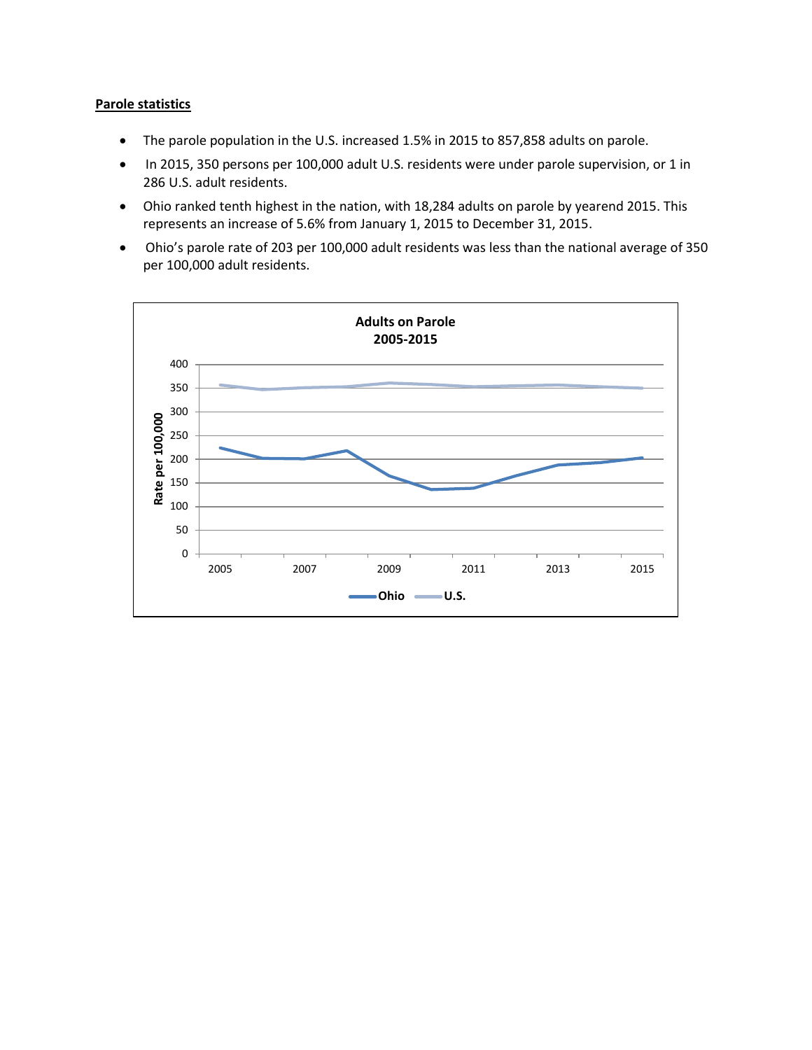**Parole statistics**

- The parole population in the U.S. increased 1.5% in 2015 to 857,858 adults on parole.
- In 2015, 350 persons per 100,000 adult U.S. residents were under parole supervision, or 1 in 286 U.S. adult residents.
- Ohio ranked tenth highest in the nation, with 18,284 adults on parole by yearend 2015. This represents an increase of 5.6% from January 1, 2015 to December 31, 2015.
- Ohio's parole rate of 203 per 100,000 adult residents was less than the national average of 350 per 100,000 adult residents.

**Adults on Parole**
**2005-2015**

Rate per 100,000

Ohio — U.S.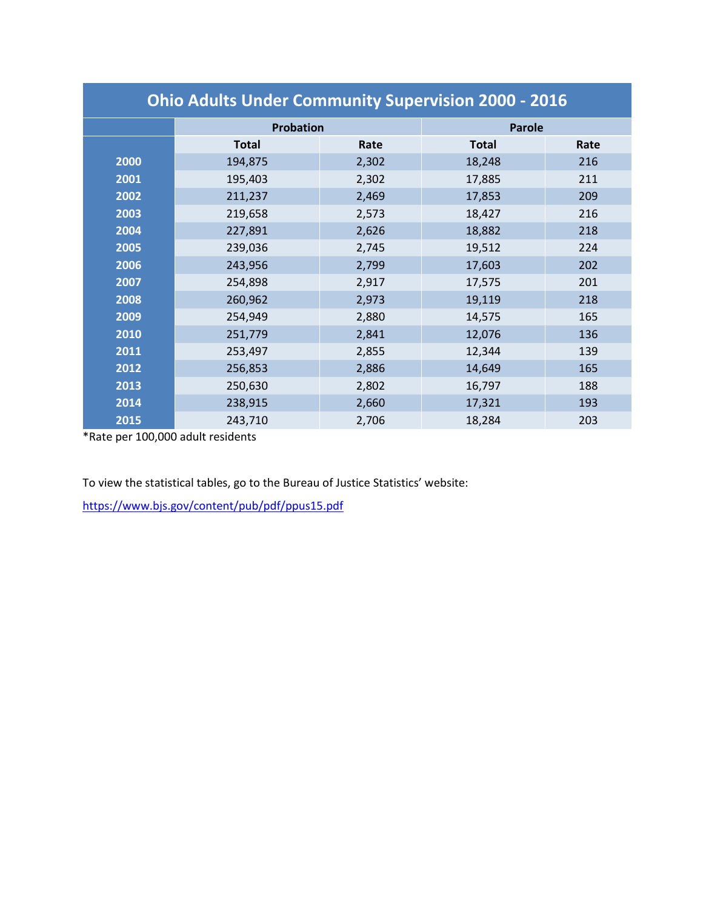# Ohio Adults Under Community Supervision 2000 - 2016

| | Probation | | Parole | |
|---|---|---|---|---|
| | Total | Rate | Total | Rate |
| 2000 | 194,875 | 2,302 | 18,248 | 216 |
| 2001 | 195,403 | 2,302 | 17,885 | 211 |
| 2002 | 211,237 | 2,469 | 17,853 | 209 |
| 2003 | 219,658 | 2,573 | 18,427 | 216 |
| 2004 | 227,891 | 2,626 | 18,882 | 218 |
| 2005 | 239,036 | 2,745 | 19,512 | 224 |
| 2006 | 243,956 | 2,799 | 17,603 | 202 |
| 2007 | 254,898 | 2,917 | 17,575 | 201 |
| 2008 | 260,962 | 2,973 | 19,119 | 218 |
| 2009 | 254,949 | 2,880 | 14,575 | 165 |
| 2010 | 251,779 | 2,841 | 12,076 | 136 |
| 2011 | 253,497 | 2,855 | 12,344 | 139 |
| 2012 | 256,853 | 2,886 | 14,649 | 165 |
| 2013 | 250,630 | 2,802 | 16,797 | 188 |
| 2014 | 238,915 | 2,660 | 17,321 | 193 |
| 2015 | 243,710 | 2,706 | 18,284 | 203 |

*Rate per 100,000 adult residents

To view the statistical tables, go to the Bureau of Justice Statistics' website:

https://www.bjs.gov/content/pub/pdf/ppus15.pdf